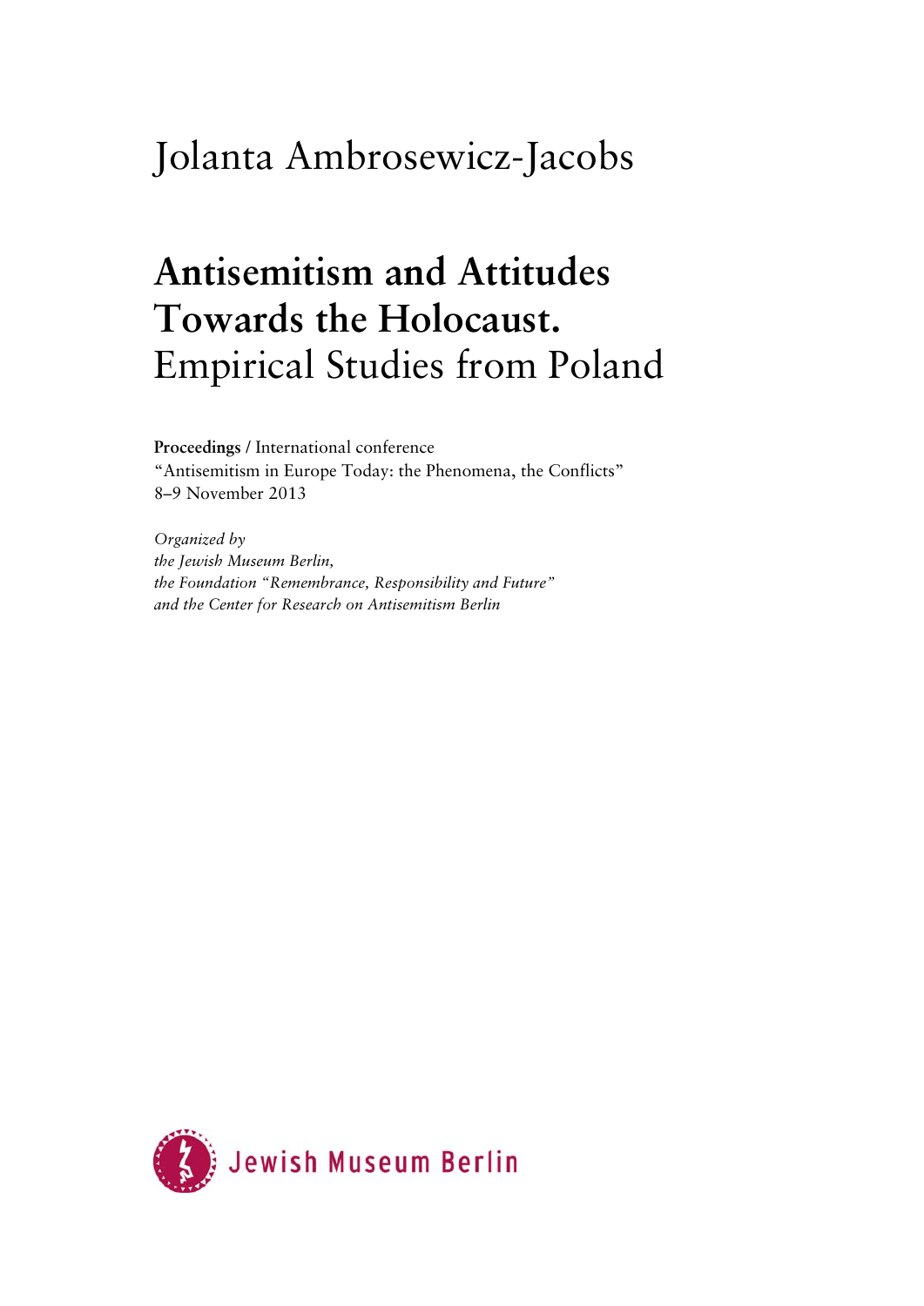Jolanta Ambrosewicz-Jacobs

# **Antisemitism and Attitudes Towards the Holocaust.** Empirical Studies from Poland

**Proceedings** / International conference
"Antisemitism in Europe Today: the Phenomena, the Conflicts"
8–9 November 2013

*Organized by*
*the Jewish Museum Berlin,*
*the Foundation "Remembrance, Responsibility and Future"*
*and the Center for Research on Antisemitism Berlin*

Jewish Museum Berlin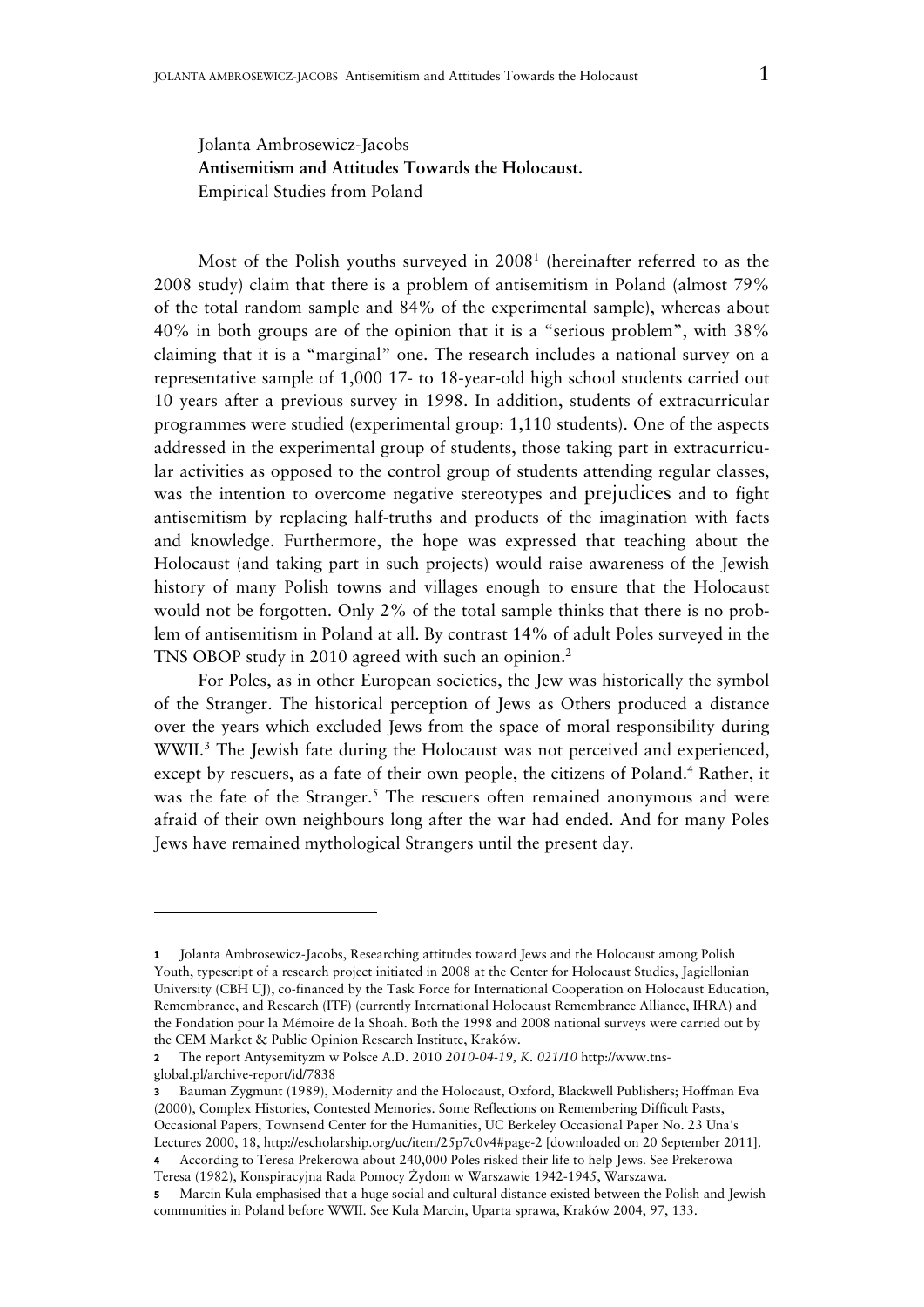Jolanta Ambrosewicz-Jacobs
**Antisemitism and Attitudes Towards the Holocaust.**
Empirical Studies from Poland

Most of the Polish youths surveyed in 2008[1] (hereinafter referred to as the 2008 study) claim that there is a problem of antisemitism in Poland (almost 79% of the total random sample and 84% of the experimental sample), whereas about 40% in both groups are of the opinion that it is a "serious problem", with 38% claiming that it is a "marginal" one. The research includes a national survey on a representative sample of 1,000 17- to 18-year-old high school students carried out 10 years after a previous survey in 1998. In addition, students of extracurricular programmes were studied (experimental group: 1,110 students). One of the aspects addressed in the experimental group of students, those taking part in extracurricular activities as opposed to the control group of students attending regular classes, was the intention to overcome negative stereotypes and prejudices and to fight antisemitism by replacing half-truths and products of the imagination with facts and knowledge. Furthermore, the hope was expressed that teaching about the Holocaust (and taking part in such projects) would raise awareness of the Jewish history of many Polish towns and villages enough to ensure that the Holocaust would not be forgotten. Only 2% of the total sample thinks that there is no problem of antisemitism in Poland at all. By contrast 14% of adult Poles surveyed in the TNS OBOP study in 2010 agreed with such an opinion.[2]

For Poles, as in other European societies, the Jew was historically the symbol of the Stranger. The historical perception of Jews as Others produced a distance over the years which excluded Jews from the space of moral responsibility during WWII.[3] The Jewish fate during the Holocaust was not perceived and experienced, except by rescuers, as a fate of their own people, the citizens of Poland.[4] Rather, it was the fate of the Stranger.[5] The rescuers often remained anonymous and were afraid of their own neighbours long after the war had ended. And for many Poles Jews have remained mythological Strangers until the present day.

---

**1** Jolanta Ambrosewicz-Jacobs, Researching attitudes toward Jews and the Holocaust among Polish Youth, typescript of a research project initiated in 2008 at the Center for Holocaust Studies, Jagiellonian University (CBH UJ), co-financed by the Task Force for International Cooperation on Holocaust Education, Remembrance, and Research (ITF) (currently International Holocaust Remembrance Alliance, IHRA) and the Fondation pour la Mémoire de la Shoah. Both the 1998 and 2008 national surveys were carried out by the CEM Market & Public Opinion Research Institute, Kraków.

**2** The report Antysemityzm w Polsce A.D. 2010 *2010-04-19, K. 021/10* http://www.tns-global.pl/archive-report/id/7838

**3** Bauman Zygmunt (1989), Modernity and the Holocaust, Oxford, Blackwell Publishers; Hoffman Eva (2000), Complex Histories, Contested Memories. Some Reflections on Remembering Difficult Pasts, Occasional Papers, Townsend Center for the Humanities, UC Berkeley Occasional Paper No. 23 Una's Lectures 2000, 18, http://escholarship.org/uc/item/25p7c0v4#page-2 [downloaded on 20 September 2011].

**4** According to Teresa Prekerowa about 240,000 Poles risked their life to help Jews. See Prekerowa Teresa (1982), Konspiracyjna Rada Pomocy Żydom w Warszawie 1942-1945, Warszawa.

**5** Marcin Kula emphasised that a huge social and cultural distance existed between the Polish and Jewish communities in Poland before WWII. See Kula Marcin, Uparta sprawa, Kraków 2004, 97, 133.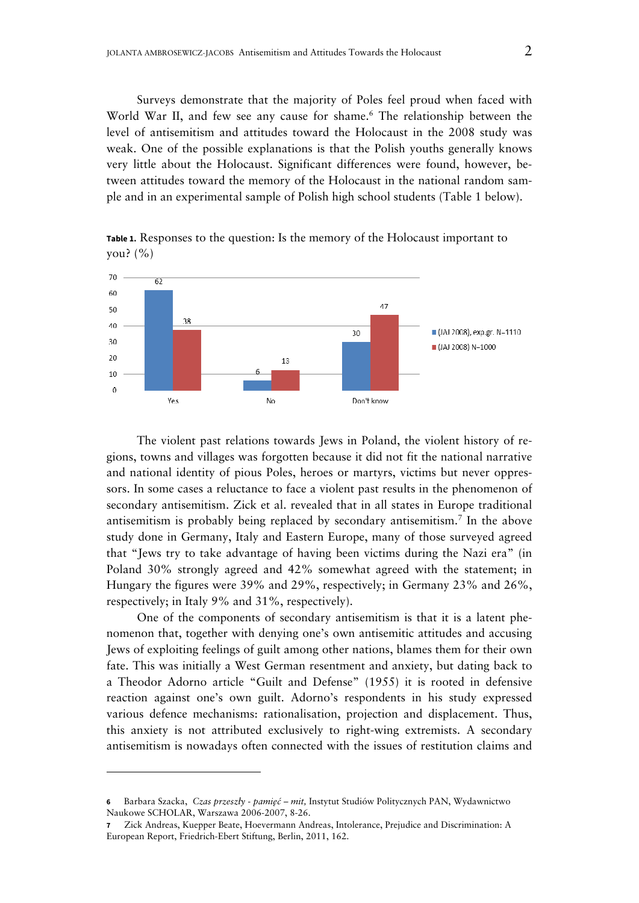Surveys demonstrate that the majority of Poles feel proud when faced with World War II, and few see any cause for shame.[6] The relationship between the level of antisemitism and attitudes toward the Holocaust in the 2008 study was weak. One of the possible explanations is that the Polish youths generally knows very little about the Holocaust. Significant differences were found, however, between attitudes toward the memory of the Holocaust in the national random sample and in an experimental sample of Polish high school students (Table 1 below).

**Table 1.** Responses to the question: Is the memory of the Holocaust important to you? (%)

| | (JAJ 2008), exp.gr. N=1110 | (JAJ 2008) N=1000 |
|---|---|---|
| Yes | 62 | 38 |
| No | 6 | 13 |
| Don't know | 30 | 47 |

The violent past relations towards Jews in Poland, the violent history of regions, towns and villages was forgotten because it did not fit the national narrative and national identity of pious Poles, heroes or martyrs, victims but never oppressors. In some cases a reluctance to face a violent past results in the phenomenon of secondary antisemitism. Zick et al. revealed that in all states in Europe traditional antisemitism is probably being replaced by secondary antisemitism.[7] In the above study done in Germany, Italy and Eastern Europe, many of those surveyed agreed that "Jews try to take advantage of having been victims during the Nazi era" (in Poland 30% strongly agreed and 42% somewhat agreed with the statement; in Hungary the figures were 39% and 29%, respectively; in Germany 23% and 26%, respectively; in Italy 9% and 31%, respectively).

One of the components of secondary antisemitism is that it is a latent phenomenon that, together with denying one's own antisemitic attitudes and accusing Jews of exploiting feelings of guilt among other nations, blames them for their own fate. This was initially a West German resentment and anxiety, but dating back to a Theodor Adorno article "Guilt and Defense" (1955) it is rooted in defensive reaction against one's own guilt. Adorno's respondents in his study expressed various defence mechanisms: rationalisation, projection and displacement. Thus, this anxiety is not attributed exclusively to right-wing extremists. A secondary antisemitism is nowadays often connected with the issues of restitution claims and

---

[6] Barbara Szacka, *Czas przeszły - pamięć – mit,* Instytut Studiów Politycznych PAN, Wydawnictwo Naukowe SCHOLAR, Warszawa 2006-2007, 8-26.

[7] Zick Andreas, Kuepper Beate, Hoevermann Andreas, Intolerance, Prejudice and Discrimination: A European Report, Friedrich-Ebert Stiftung, Berlin, 2011, 162.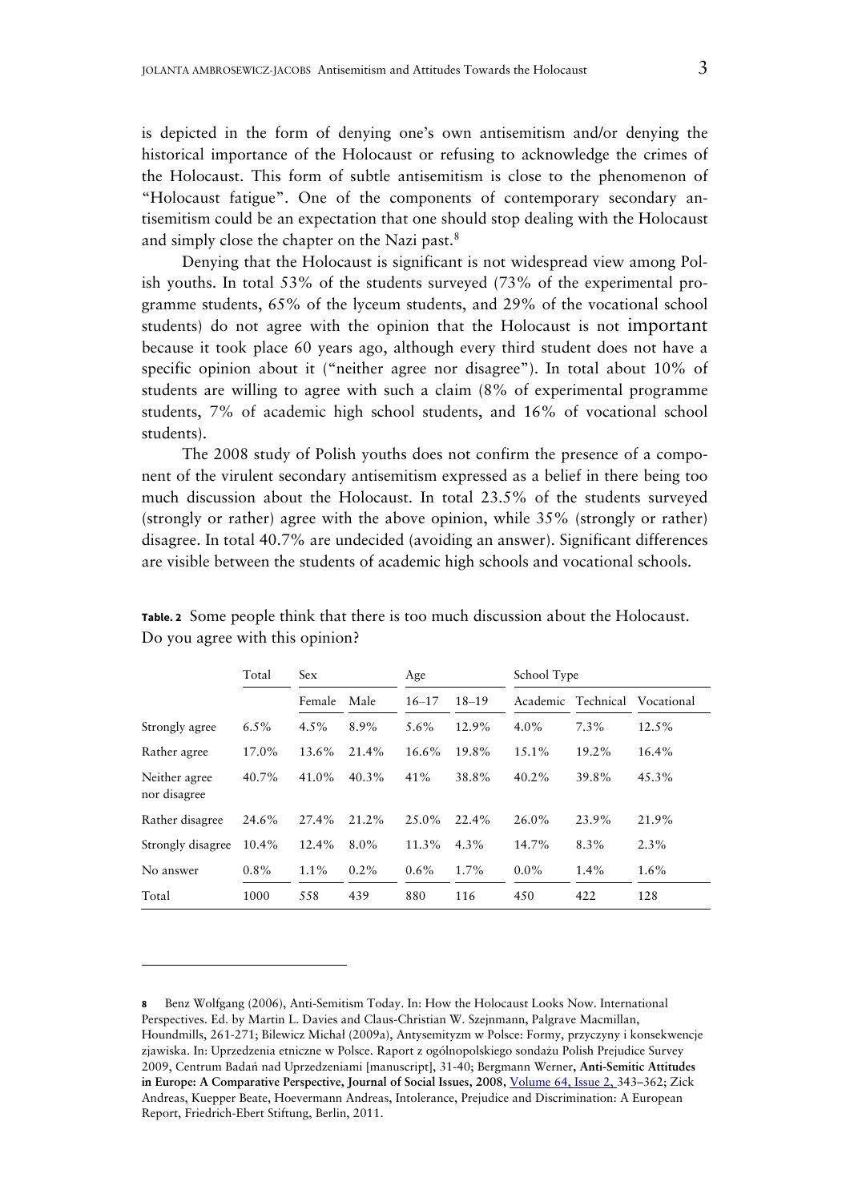is depicted in the form of denying one's own antisemitism and/or denying the historical importance of the Holocaust or refusing to acknowledge the crimes of the Holocaust. This form of subtle antisemitism is close to the phenomenon of "Holocaust fatigue". One of the components of contemporary secondary antisemitism could be an expectation that one should stop dealing with the Holocaust and simply close the chapter on the Nazi past.[8]

Denying that the Holocaust is significant is not widespread view among Polish youths. In total 53% of the students surveyed (73% of the experimental programme students, 65% of the lyceum students, and 29% of the vocational school students) do not agree with the opinion that the Holocaust is not important because it took place 60 years ago, although every third student does not have a specific opinion about it ("neither agree nor disagree"). In total about 10% of students are willing to agree with such a claim (8% of experimental programme students, 7% of academic high school students, and 16% of vocational school students).

The 2008 study of Polish youths does not confirm the presence of a component of the virulent secondary antisemitism expressed as a belief in there being too much discussion about the Holocaust. In total 23.5% of the students surveyed (strongly or rather) agree with the above opinion, while 35% (strongly or rather) disagree. In total 40.7% are undecided (avoiding an answer). Significant differences are visible between the students of academic high schools and vocational schools.

**Table. 2** Some people think that there is too much discussion about the Holocaust. Do you agree with this opinion?

| | Total | Sex | | Age | | School Type | | |
|---|---|---|---|---|---|---|---|---|
| | | Female | Male | 16–17 | 18–19 | Academic | Technical | Vocational |
| Strongly agree | 6.5% | 4.5% | 8.9% | 5.6% | 12.9% | 4.0% | 7.3% | 12.5% |
| Rather agree | 17.0% | 13.6% | 21.4% | 16.6% | 19.8% | 15.1% | 19.2% | 16.4% |
| Neither agree nor disagree | 40.7% | 41.0% | 40.3% | 41% | 38.8% | 40.2% | 39.8% | 45.3% |
| Rather disagree | 24.6% | 27.4% | 21.2% | 25.0% | 22.4% | 26.0% | 23.9% | 21.9% |
| Strongly disagree | 10.4% | 12.4% | 8.0% | 11.3% | 4.3% | 14.7% | 8.3% | 2.3% |
| No answer | 0.8% | 1.1% | 0.2% | 0.6% | 1.7% | 0.0% | 1.4% | 1.6% |
| Total | 1000 | 558 | 439 | 880 | 116 | 450 | 422 | 128 |

---

8 Benz Wolfgang (2006), Anti-Semitism Today. In: How the Holocaust Looks Now. International Perspectives. Ed. by Martin L. Davies and Claus-Christian W. Szejnmann, Palgrave Macmillan, Houndmills, 261-271; Bilewicz Michał (2009a), Antysemityzm w Polsce: Formy, przyczyny i konsekwencje zjawiska. In: Uprzedzenia etniczne w Polsce. Raport z ogólnopolskiego sondażu Polish Prejudice Survey 2009, Centrum Badań nad Uprzedzeniami [manuscript], 31-40; Bergmann Werner, **Anti-Semitic Attitudes in Europe: A Comparative Perspective, Journal of Social Issues, 2008,** Volume 64, Issue 2, 343–362; Zick Andreas, Kuepper Beate, Hoevermann Andreas, Intolerance, Prejudice and Discrimination: A European Report, Friedrich-Ebert Stiftung, Berlin, 2011.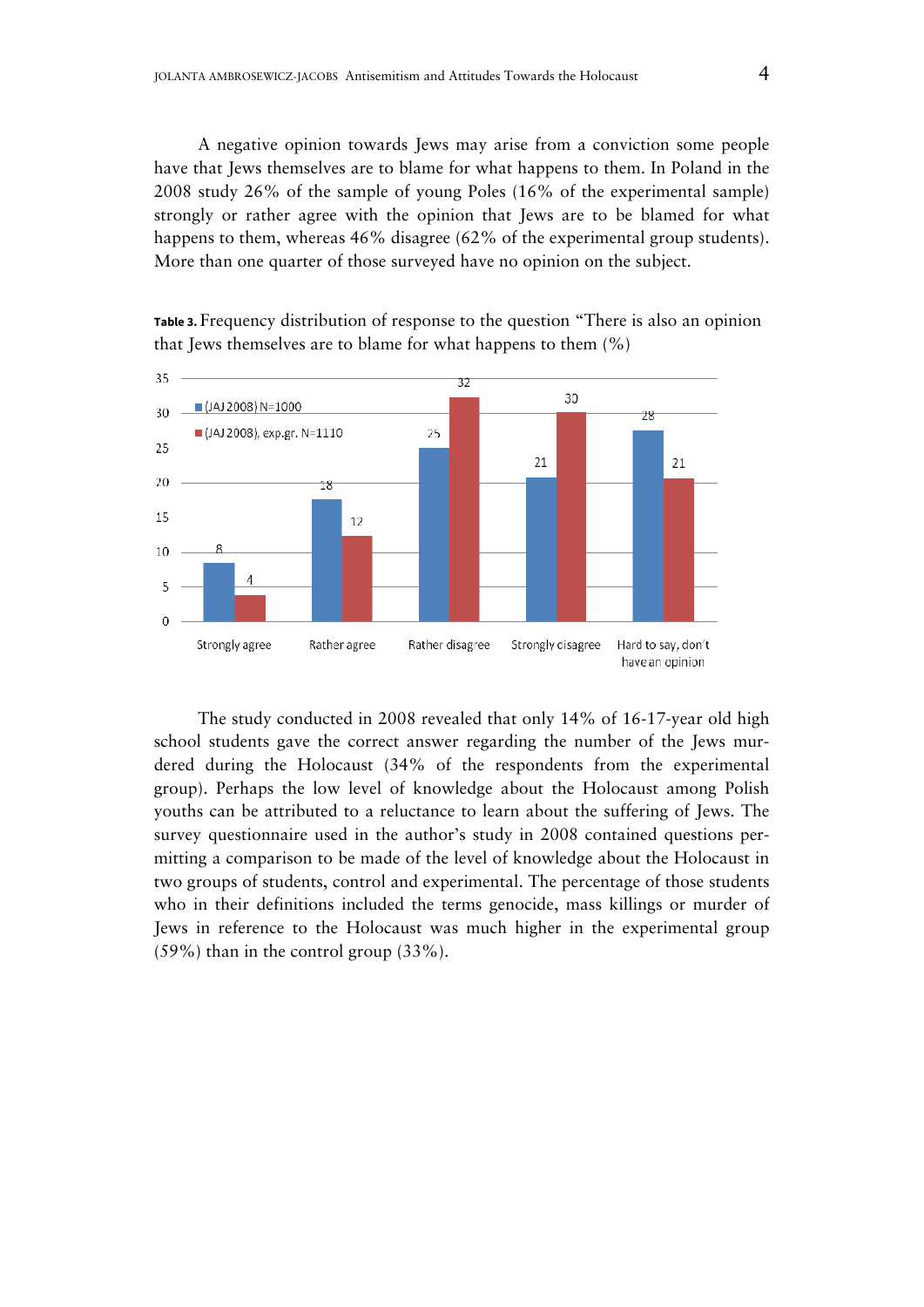A negative opinion towards Jews may arise from a conviction some people have that Jews themselves are to blame for what happens to them. In Poland in the 2008 study 26% of the sample of young Poles (16% of the experimental sample) strongly or rather agree with the opinion that Jews are to be blamed for what happens to them, whereas 46% disagree (62% of the experimental group students). More than one quarter of those surveyed have no opinion on the subject.

**Table 3.** Frequency distribution of response to the question "There is also an opinion that Jews themselves are to blame for what happens to them (%)

| | Strongly agree | Rather agree | Rather disagree | Strongly disagree | Hard to say, don't have an opinion |
|---|---|---|---|---|---|
| (JAJ 2008) N=1000 | 8 | 18 | 25 | 21 | 28 |
| (JAJ 2008), exp.gr. N=1110 | 4 | 12 | 32 | 30 | 21 |

The study conducted in 2008 revealed that only 14% of 16-17-year old high school students gave the correct answer regarding the number of the Jews murdered during the Holocaust (34% of the respondents from the experimental group). Perhaps the low level of knowledge about the Holocaust among Polish youths can be attributed to a reluctance to learn about the suffering of Jews. The survey questionnaire used in the author's study in 2008 contained questions permitting a comparison to be made of the level of knowledge about the Holocaust in two groups of students, control and experimental. The percentage of those students who in their definitions included the terms genocide, mass killings or murder of Jews in reference to the Holocaust was much higher in the experimental group (59%) than in the control group (33%).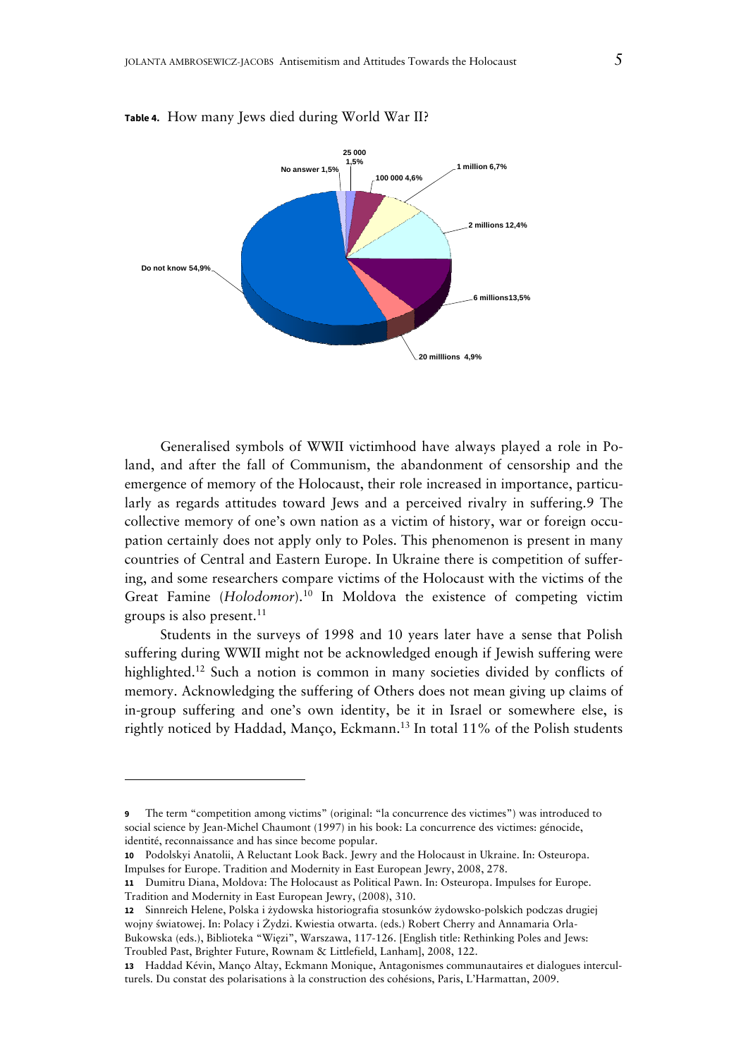**Table 4.** How many Jews died during World War II?

| Answer | % |
|---|---|
| Do not know | 54,9% |
| No answer | 1,5% |
| 25 000 | 1,5% |
| 100 000 | 4,6% |
| 1 million | 6,7% |
| 2 millions | 12,4% |
| 6 millions | 13,5% |
| 20 milllions | 4,9% |

Generalised symbols of WWII victimhood have always played a role in Poland, and after the fall of Communism, the abandonment of censorship and the emergence of memory of the Holocaust, their role increased in importance, particularly as regards attitudes toward Jews and a perceived rivalry in suffering.9 The collective memory of one's own nation as a victim of history, war or foreign occupation certainly does not apply only to Poles. This phenomenon is present in many countries of Central and Eastern Europe. In Ukraine there is competition of suffering, and some researchers compare victims of the Holocaust with the victims of the Great Famine (*Holodomor*).[10] In Moldova the existence of competing victim groups is also present.[11]

Students in the surveys of 1998 and 10 years later have a sense that Polish suffering during WWII might not be acknowledged enough if Jewish suffering were highlighted.[12] Such a notion is common in many societies divided by conflicts of memory. Acknowledging the suffering of Others does not mean giving up claims of in-group suffering and one's own identity, be it in Israel or somewhere else, is rightly noticed by Haddad, Manço, Eckmann.[13] In total 11% of the Polish students

---

**9** The term "competition among victims" (original: "la concurrence des victimes") was introduced to social science by Jean-Michel Chaumont (1997) in his book: La concurrence des victimes: génocide, identité, reconnaissance and has since become popular.

**10** Podolskyi Anatolii, A Reluctant Look Back. Jewry and the Holocaust in Ukraine. In: Osteuropa. Impulses for Europe. Tradition and Modernity in East European Jewry, 2008, 278.

**11** Dumitru Diana, Moldova: The Holocaust as Political Pawn. In: Osteuropa. Impulses for Europe. Tradition and Modernity in East European Jewry, (2008), 310.

**12** Sinnreich Helene, Polska i żydowska historiografia stosunków żydowsko-polskich podczas drugiej wojny światowej. In: Polacy i Żydzi. Kwiestia otwarta. (eds.) Robert Cherry and Annamaria Orla-Bukowska (eds.), Biblioteka "Więzi", Warszawa, 117-126. [English title: Rethinking Poles and Jews: Troubled Past, Brighter Future, Rownam & Littlefield, Lanham], 2008, 122.

**13** Haddad Kévin, Manço Altay, Eckmann Monique, Antagonismes communautaires et dialogues interculturels. Du constat des polarisations à la construction des cohésions, Paris, L'Harmattan, 2009.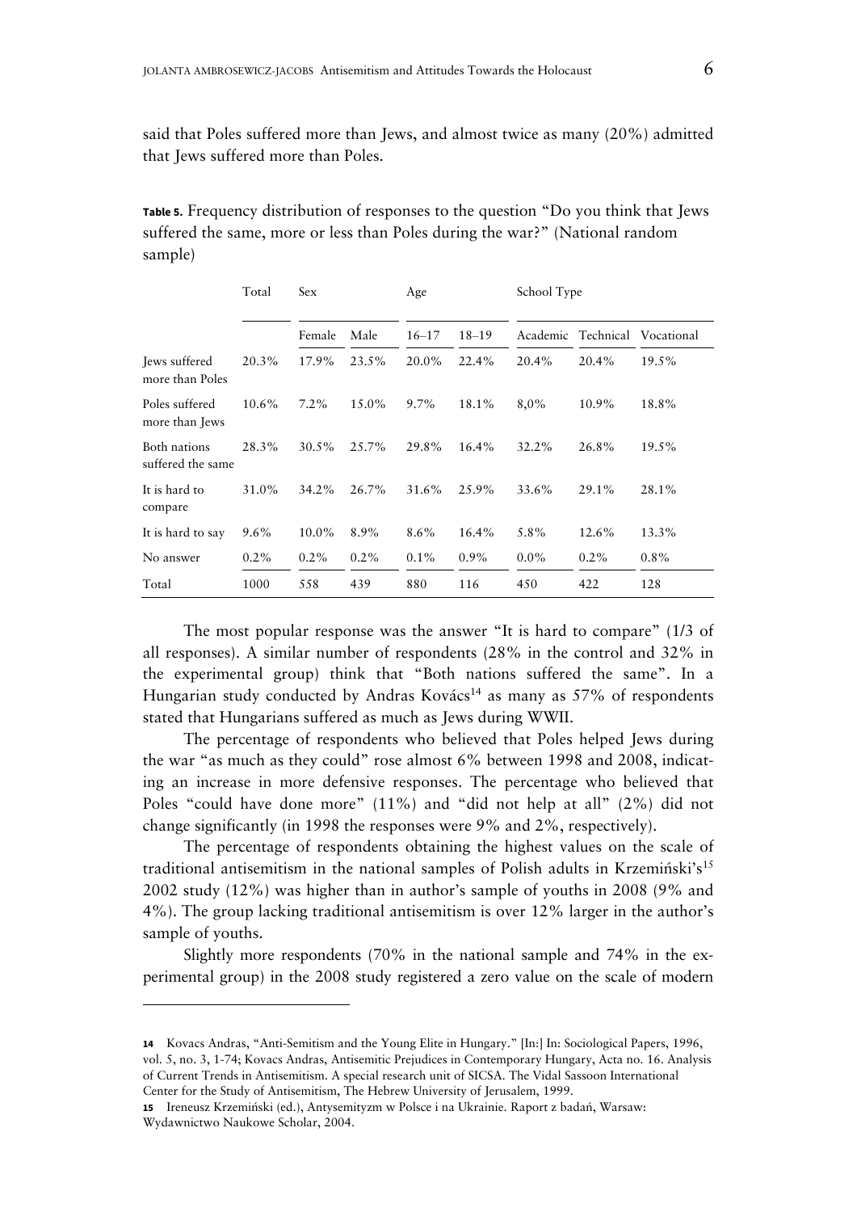said that Poles suffered more than Jews, and almost twice as many (20%) admitted that Jews suffered more than Poles.

**Table 5.** Frequency distribution of responses to the question "Do you think that Jews suffered the same, more or less than Poles during the war?" (National random sample)

| | Total | Sex | | Age | | School Type | | |
|---|---|---|---|---|---|---|---|---|
| | | Female | Male | 16–17 | 18–19 | Academic | Technical | Vocational |
| Jews suffered more than Poles | 20.3% | 17.9% | 23.5% | 20.0% | 22.4% | 20.4% | 20.4% | 19.5% |
| Poles suffered more than Jews | 10.6% | 7.2% | 15.0% | 9.7% | 18.1% | 8,0% | 10.9% | 18.8% |
| Both nations suffered the same | 28.3% | 30.5% | 25.7% | 29.8% | 16.4% | 32.2% | 26.8% | 19.5% |
| It is hard to compare | 31.0% | 34.2% | 26.7% | 31.6% | 25.9% | 33.6% | 29.1% | 28.1% |
| It is hard to say | 9.6% | 10.0% | 8.9% | 8.6% | 16.4% | 5.8% | 12.6% | 13.3% |
| No answer | 0.2% | 0.2% | 0.2% | 0.1% | 0.9% | 0.0% | 0.2% | 0.8% |
| Total | 1000 | 558 | 439 | 880 | 116 | 450 | 422 | 128 |

The most popular response was the answer "It is hard to compare" (1/3 of all responses). A similar number of respondents (28% in the control and 32% in the experimental group) think that "Both nations suffered the same". In a Hungarian study conducted by Andras Kovács[14] as many as 57% of respondents stated that Hungarians suffered as much as Jews during WWII.

The percentage of respondents who believed that Poles helped Jews during the war "as much as they could" rose almost 6% between 1998 and 2008, indicating an increase in more defensive responses. The percentage who believed that Poles "could have done more" (11%) and "did not help at all" (2%) did not change significantly (in 1998 the responses were 9% and 2%, respectively).

The percentage of respondents obtaining the highest values on the scale of traditional antisemitism in the national samples of Polish adults in Krzemiński's[15] 2002 study (12%) was higher than in author's sample of youths in 2008 (9% and 4%). The group lacking traditional antisemitism is over 12% larger in the author's sample of youths.

Slightly more respondents (70% in the national sample and 74% in the experimental group) in the 2008 study registered a zero value on the scale of modern

---

[14] Kovacs Andras, "Anti-Semitism and the Young Elite in Hungary." [In:] In: Sociological Papers, 1996, vol. 5, no. 3, 1-74; Kovacs Andras, Antisemitic Prejudices in Contemporary Hungary, Acta no. 16. Analysis of Current Trends in Antisemitism. A special research unit of SICSA. The Vidal Sassoon International Center for the Study of Antisemitism, The Hebrew University of Jerusalem, 1999.

[15] Ireneusz Krzemiński (ed.), Antysemityzm w Polsce i na Ukrainie. Raport z badań, Warsaw: Wydawnictwo Naukowe Scholar, 2004.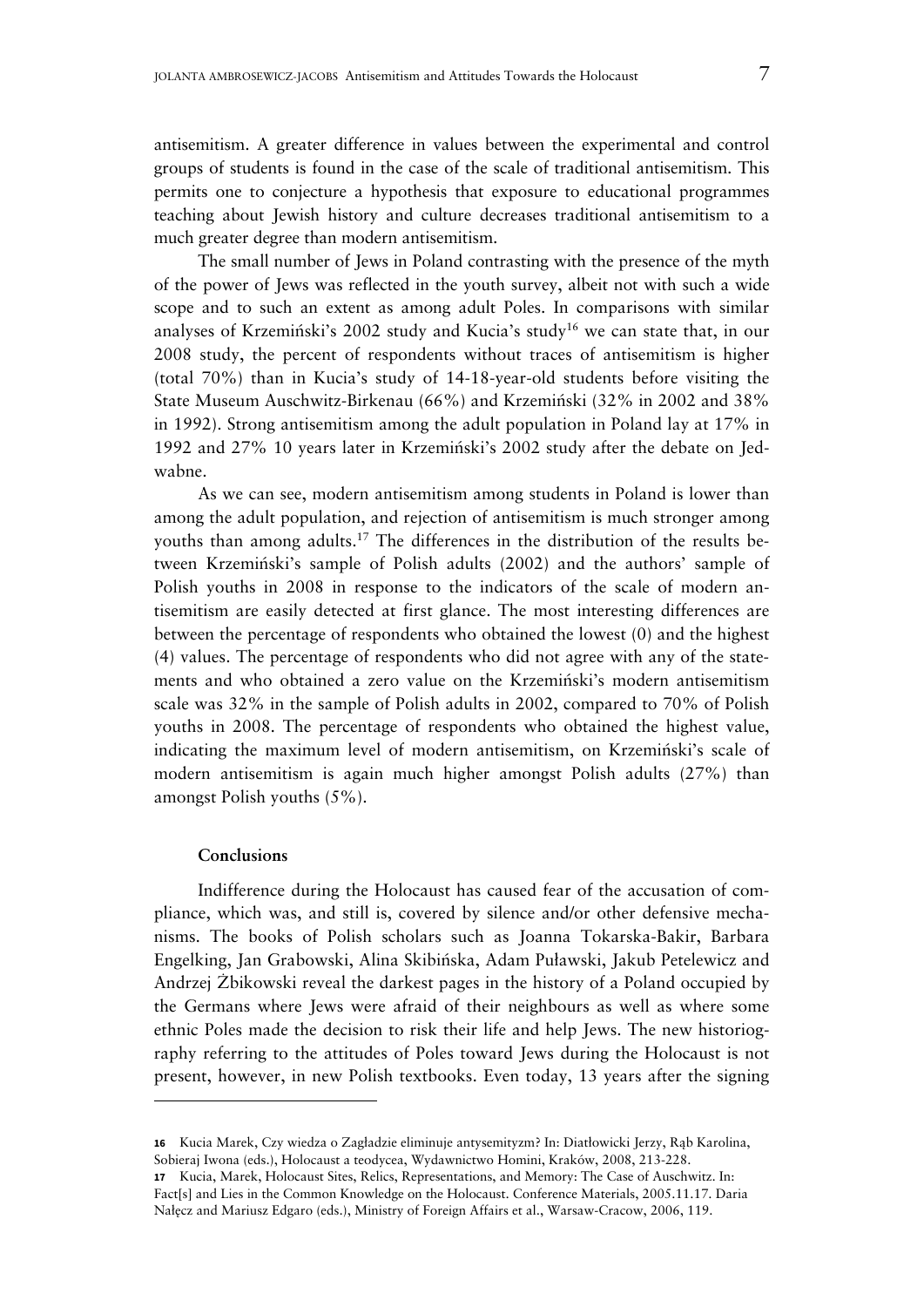antisemitism. A greater difference in values between the experimental and control groups of students is found in the case of the scale of traditional antisemitism. This permits one to conjecture a hypothesis that exposure to educational programmes teaching about Jewish history and culture decreases traditional antisemitism to a much greater degree than modern antisemitism.

The small number of Jews in Poland contrasting with the presence of the myth of the power of Jews was reflected in the youth survey, albeit not with such a wide scope and to such an extent as among adult Poles. In comparisons with similar analyses of Krzemiński's 2002 study and Kucia's study[16] we can state that, in our 2008 study, the percent of respondents without traces of antisemitism is higher (total 70%) than in Kucia's study of 14-18-year-old students before visiting the State Museum Auschwitz-Birkenau (66%) and Krzemiński (32% in 2002 and 38% in 1992). Strong antisemitism among the adult population in Poland lay at 17% in 1992 and 27% 10 years later in Krzemiński's 2002 study after the debate on Jedwabne.

As we can see, modern antisemitism among students in Poland is lower than among the adult population, and rejection of antisemitism is much stronger among youths than among adults.[17] The differences in the distribution of the results between Krzemiński's sample of Polish adults (2002) and the authors' sample of Polish youths in 2008 in response to the indicators of the scale of modern antisemitism are easily detected at first glance. The most interesting differences are between the percentage of respondents who obtained the lowest (0) and the highest (4) values. The percentage of respondents who did not agree with any of the statements and who obtained a zero value on the Krzemiński's modern antisemitism scale was 32% in the sample of Polish adults in 2002, compared to 70% of Polish youths in 2008. The percentage of respondents who obtained the highest value, indicating the maximum level of modern antisemitism, on Krzemiński's scale of modern antisemitism is again much higher amongst Polish adults (27%) than amongst Polish youths (5%).

## Conclusions

Indifference during the Holocaust has caused fear of the accusation of compliance, which was, and still is, covered by silence and/or other defensive mechanisms. The books of Polish scholars such as Joanna Tokarska-Bakir, Barbara Engelking, Jan Grabowski, Alina Skibińska, Adam Puławski, Jakub Petelewicz and Andrzej Żbikowski reveal the darkest pages in the history of a Poland occupied by the Germans where Jews were afraid of their neighbours as well as where some ethnic Poles made the decision to risk their life and help Jews. The new historiography referring to the attitudes of Poles toward Jews during the Holocaust is not present, however, in new Polish textbooks. Even today, 13 years after the signing

---

16 Kucia Marek, Czy wiedza o Zagładzie eliminuje antysemityzm? In: Diatłowicki Jerzy, Rąb Karolina, Sobieraj Iwona (eds.), Holocaust a teodycea, Wydawnictwo Homini, Kraków, 2008, 213-228.

17 Kucia, Marek, Holocaust Sites, Relics, Representations, and Memory: The Case of Auschwitz. In: Fact[s] and Lies in the Common Knowledge on the Holocaust. Conference Materials, 2005.11.17. Daria Nałęcz and Mariusz Edgaro (eds.), Ministry of Foreign Affairs et al., Warsaw-Cracow, 2006, 119.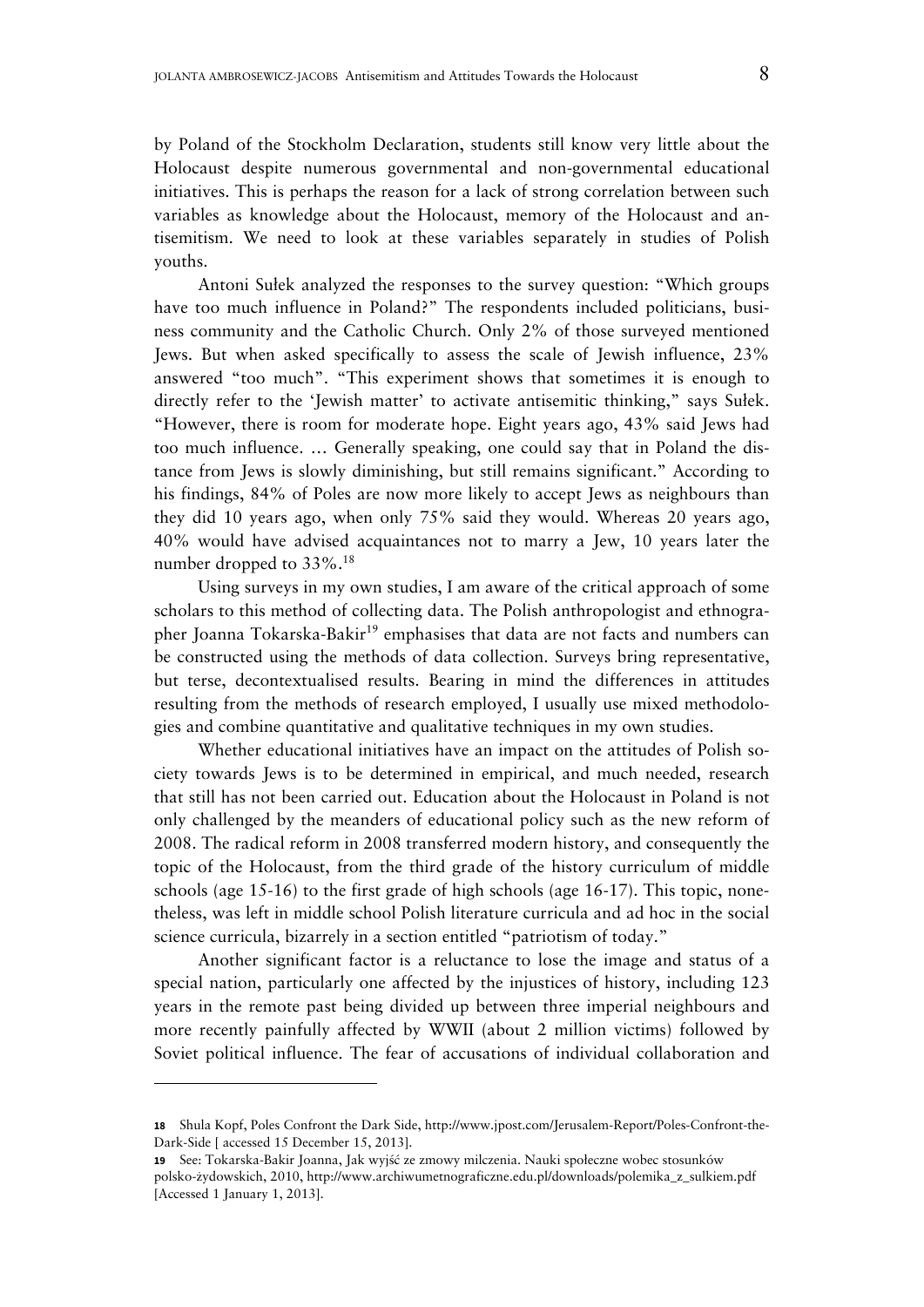by Poland of the Stockholm Declaration, students still know very little about the Holocaust despite numerous governmental and non-governmental educational initiatives. This is perhaps the reason for a lack of strong correlation between such variables as knowledge about the Holocaust, memory of the Holocaust and antisemitism. We need to look at these variables separately in studies of Polish youths.

Antoni Sułek analyzed the responses to the survey question: "Which groups have too much influence in Poland?" The respondents included politicians, business community and the Catholic Church. Only 2% of those surveyed mentioned Jews. But when asked specifically to assess the scale of Jewish influence, 23% answered "too much". "This experiment shows that sometimes it is enough to directly refer to the 'Jewish matter' to activate antisemitic thinking," says Sułek. "However, there is room for moderate hope. Eight years ago, 43% said Jews had too much influence. … Generally speaking, one could say that in Poland the distance from Jews is slowly diminishing, but still remains significant." According to his findings, 84% of Poles are now more likely to accept Jews as neighbours than they did 10 years ago, when only 75% said they would. Whereas 20 years ago, 40% would have advised acquaintances not to marry a Jew, 10 years later the number dropped to 33%.[18]

Using surveys in my own studies, I am aware of the critical approach of some scholars to this method of collecting data. The Polish anthropologist and ethnographer Joanna Tokarska-Bakir[19] emphasises that data are not facts and numbers can be constructed using the methods of data collection. Surveys bring representative, but terse, decontextualised results. Bearing in mind the differences in attitudes resulting from the methods of research employed, I usually use mixed methodologies and combine quantitative and qualitative techniques in my own studies.

Whether educational initiatives have an impact on the attitudes of Polish society towards Jews is to be determined in empirical, and much needed, research that still has not been carried out. Education about the Holocaust in Poland is not only challenged by the meanders of educational policy such as the new reform of 2008. The radical reform in 2008 transferred modern history, and consequently the topic of the Holocaust, from the third grade of the history curriculum of middle schools (age 15-16) to the first grade of high schools (age 16-17). This topic, nonetheless, was left in middle school Polish literature curricula and ad hoc in the social science curricula, bizarrely in a section entitled "patriotism of today."

Another significant factor is a reluctance to lose the image and status of a special nation, particularly one affected by the injustices of history, including 123 years in the remote past being divided up between three imperial neighbours and more recently painfully affected by WWII (about 2 million victims) followed by Soviet political influence. The fear of accusations of individual collaboration and

---

18 Shula Kopf, Poles Confront the Dark Side, http://www.jpost.com/Jerusalem-Report/Poles-Confront-the-Dark-Side [ accessed 15 December 15, 2013].

19 See: Tokarska-Bakir Joanna, Jak wyjść ze zmowy milczenia. Nauki społeczne wobec stosunków polsko-żydowskich, 2010, http://www.archiwumetnograficzne.edu.pl/downloads/polemika_z_sulkiem.pdf [Accessed 1 January 1, 2013].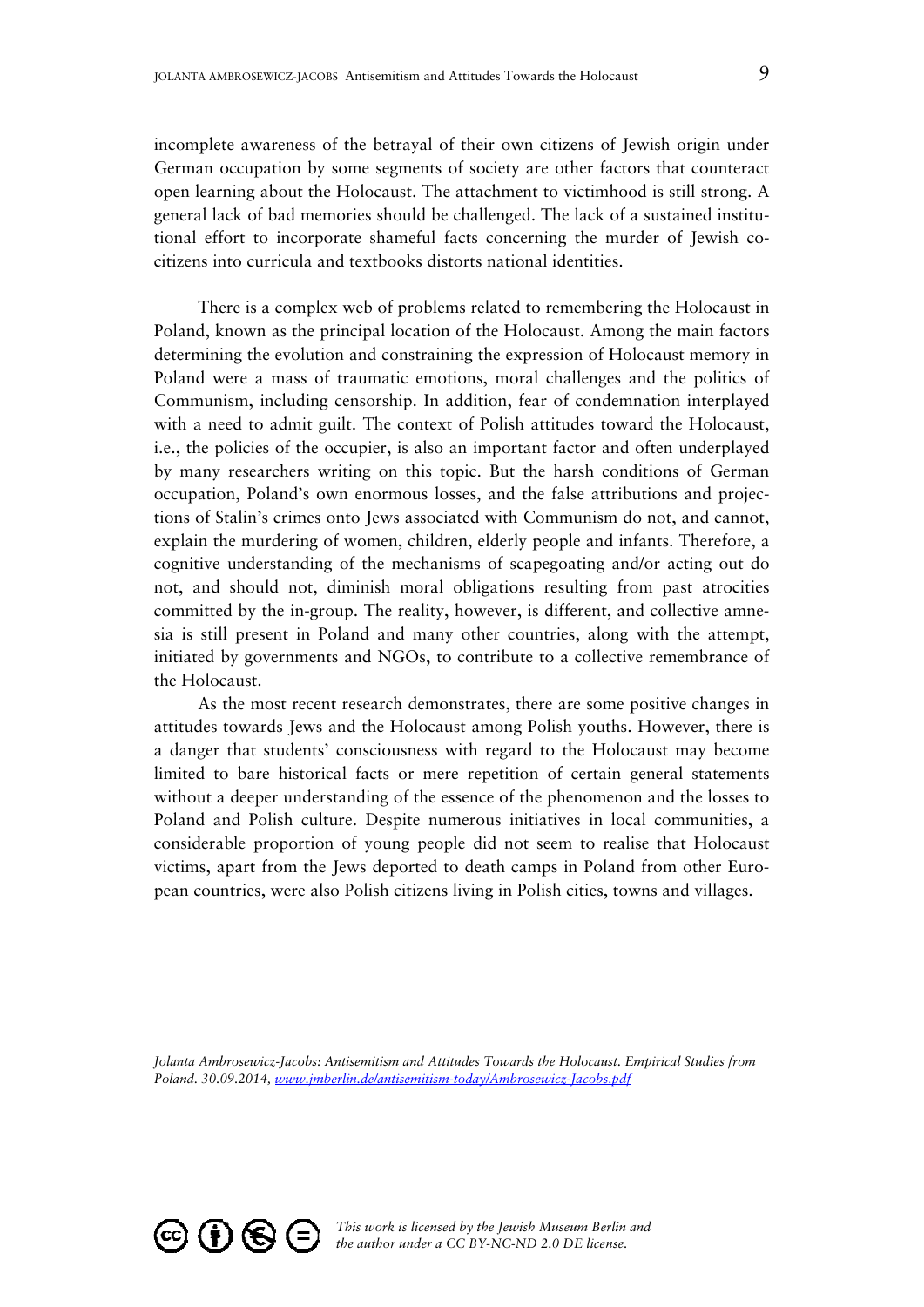incomplete awareness of the betrayal of their own citizens of Jewish origin under German occupation by some segments of society are other factors that counteract open learning about the Holocaust. The attachment to victimhood is still strong. A general lack of bad memories should be challenged. The lack of a sustained institutional effort to incorporate shameful facts concerning the murder of Jewish co-citizens into curricula and textbooks distorts national identities.

There is a complex web of problems related to remembering the Holocaust in Poland, known as the principal location of the Holocaust. Among the main factors determining the evolution and constraining the expression of Holocaust memory in Poland were a mass of traumatic emotions, moral challenges and the politics of Communism, including censorship. In addition, fear of condemnation interplayed with a need to admit guilt. The context of Polish attitudes toward the Holocaust, i.e., the policies of the occupier, is also an important factor and often underplayed by many researchers writing on this topic. But the harsh conditions of German occupation, Poland's own enormous losses, and the false attributions and projections of Stalin's crimes onto Jews associated with Communism do not, and cannot, explain the murdering of women, children, elderly people and infants. Therefore, a cognitive understanding of the mechanisms of scapegoating and/or acting out do not, and should not, diminish moral obligations resulting from past atrocities committed by the in-group. The reality, however, is different, and collective amnesia is still present in Poland and many other countries, along with the attempt, initiated by governments and NGOs, to contribute to a collective remembrance of the Holocaust.

As the most recent research demonstrates, there are some positive changes in attitudes towards Jews and the Holocaust among Polish youths. However, there is a danger that students' consciousness with regard to the Holocaust may become limited to bare historical facts or mere repetition of certain general statements without a deeper understanding of the essence of the phenomenon and the losses to Poland and Polish culture. Despite numerous initiatives in local communities, a considerable proportion of young people did not seem to realise that Holocaust victims, apart from the Jews deported to death camps in Poland from other European countries, were also Polish citizens living in Polish cities, towns and villages.

*Jolanta Ambrosewicz-Jacobs: Antisemitism and Attitudes Towards the Holocaust. Empirical Studies from Poland. 30.09.2014, [www.jmberlin.de/antisemitism-today/Ambrosewicz-Jacobs.pdf](www.jmberlin.de/antisemitism-today/Ambrosewicz-Jacobs.pdf)*

*This work is licensed by the Jewish Museum Berlin and the author under a CC BY-NC-ND 2.0 DE license.*